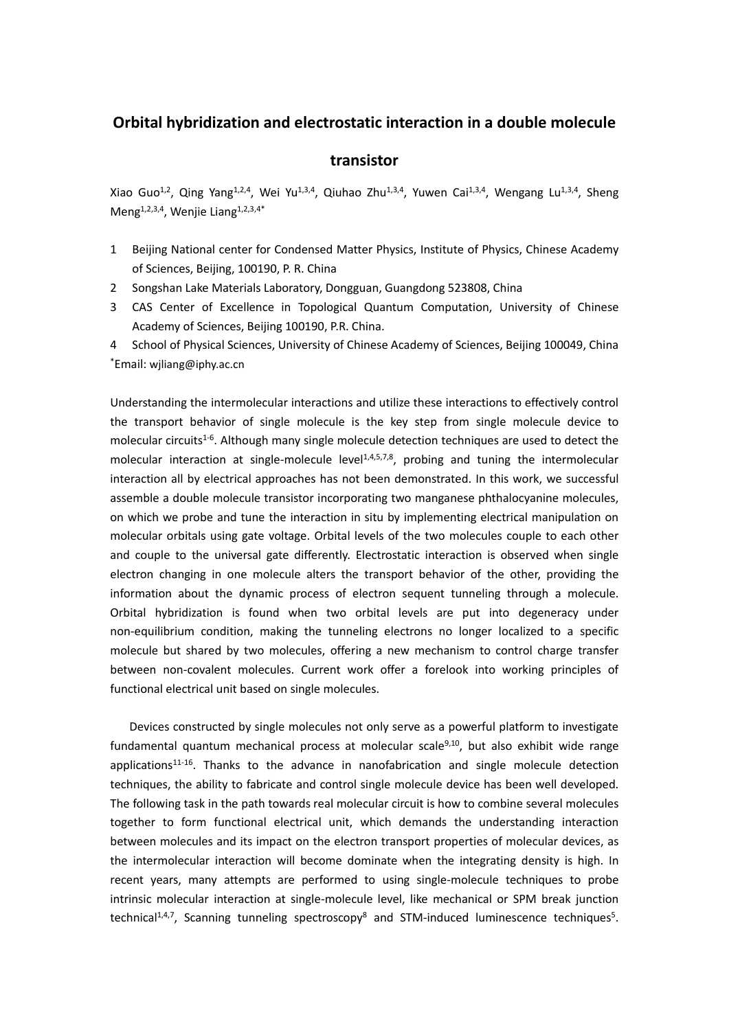# Orbital hybridization and electrostatic interaction in a double molecule transistor

Xiao Guo[1,2], Qing Yang[1,2,4], Wei Yu[1,3,4], Qiuhao Zhu[1,3,4], Yuwen Cai[1,3,4], Wengang Lu[1,3,4], Sheng Meng[1,2,3,4], Wenjie Liang[1,2,3,4*]

1 Beijing National center for Condensed Matter Physics, Institute of Physics, Chinese Academy of Sciences, Beijing, 100190, P. R. China

2 Songshan Lake Materials Laboratory, Dongguan, Guangdong 523808, China

3 CAS Center of Excellence in Topological Quantum Computation, University of Chinese Academy of Sciences, Beijing 100190, P.R. China.

4 School of Physical Sciences, University of Chinese Academy of Sciences, Beijing 100049, China

*Email: wjliang@iphy.ac.cn

Understanding the intermolecular interactions and utilize these interactions to effectively control the transport behavior of single molecule is the key step from single molecule device to molecular circuits[1-6]. Although many single molecule detection techniques are used to detect the molecular interaction at single-molecule level[1,4,5,7,8], probing and tuning the intermolecular interaction all by electrical approaches has not been demonstrated. In this work, we successful assemble a double molecule transistor incorporating two manganese phthalocyanine molecules, on which we probe and tune the interaction in situ by implementing electrical manipulation on molecular orbitals using gate voltage. Orbital levels of the two molecules couple to each other and couple to the universal gate differently. Electrostatic interaction is observed when single electron changing in one molecule alters the transport behavior of the other, providing the information about the dynamic process of electron sequent tunneling through a molecule. Orbital hybridization is found when two orbital levels are put into degeneracy under non-equilibrium condition, making the tunneling electrons no longer localized to a specific molecule but shared by two molecules, offering a new mechanism to control charge transfer between non-covalent molecules. Current work offer a forelook into working principles of functional electrical unit based on single molecules.

Devices constructed by single molecules not only serve as a powerful platform to investigate fundamental quantum mechanical process at molecular scale[9,10], but also exhibit wide range applications[11-16]. Thanks to the advance in nanofabrication and single molecule detection techniques, the ability to fabricate and control single molecule device has been well developed. The following task in the path towards real molecular circuit is how to combine several molecules together to form functional electrical unit, which demands the understanding interaction between molecules and its impact on the electron transport properties of molecular devices, as the intermolecular interaction will become dominate when the integrating density is high. In recent years, many attempts are performed to using single-molecule techniques to probe intrinsic molecular interaction at single-molecule level, like mechanical or SPM break junction technical[1,4,7], Scanning tunneling spectroscopy[8] and STM-induced luminescence techniques[5].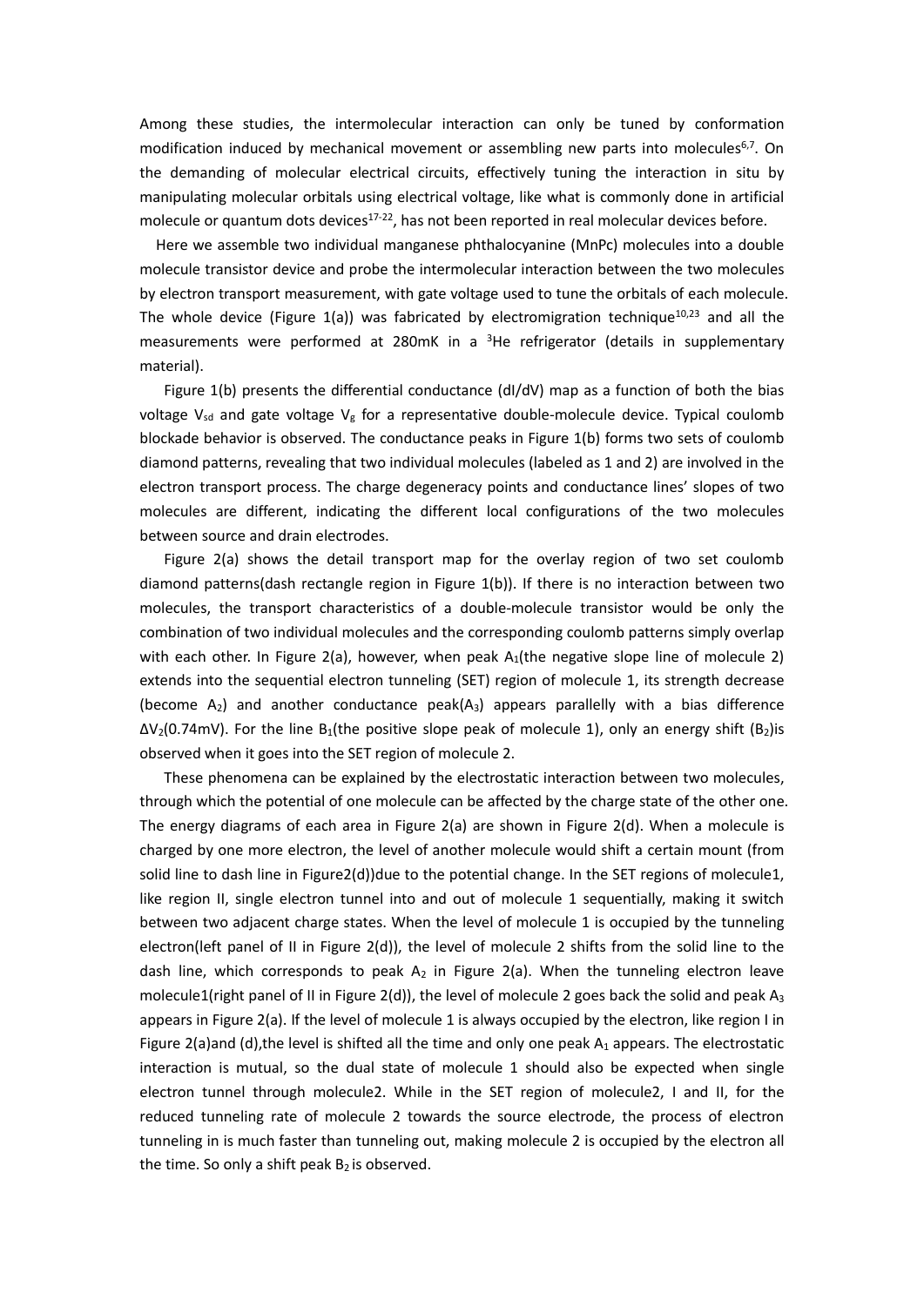Among these studies, the intermolecular interaction can only be tuned by conformation modification induced by mechanical movement or assembling new parts into molecules[6,7]. On the demanding of molecular electrical circuits, effectively tuning the interaction in situ by manipulating molecular orbitals using electrical voltage, like what is commonly done in artificial molecule or quantum dots devices[17-22], has not been reported in real molecular devices before.

Here we assemble two individual manganese phthalocyanine (MnPc) molecules into a double molecule transistor device and probe the intermolecular interaction between the two molecules by electron transport measurement, with gate voltage used to tune the orbitals of each molecule. The whole device (Figure 1(a)) was fabricated by electromigration technique[10,23] and all the measurements were performed at 280mK in a $^3$He refrigerator (details in supplementary material).

Figure 1(b) presents the differential conductance (dI/dV) map as a function of both the bias voltage $V_{sd}$ and gate voltage $V_g$ for a representative double-molecule device. Typical coulomb blockade behavior is observed. The conductance peaks in Figure 1(b) forms two sets of coulomb diamond patterns, revealing that two individual molecules (labeled as 1 and 2) are involved in the electron transport process. The charge degeneracy points and conductance lines' slopes of two molecules are different, indicating the different local configurations of the two molecules between source and drain electrodes.

Figure 2(a) shows the detail transport map for the overlay region of two set coulomb diamond patterns(dash rectangle region in Figure 1(b)). If there is no interaction between two molecules, the transport characteristics of a double-molecule transistor would be only the combination of two individual molecules and the corresponding coulomb patterns simply overlap with each other. In Figure 2(a), however, when peak $A_1$(the negative slope line of molecule 2) extends into the sequential electron tunneling (SET) region of molecule 1, its strength decrease (become $A_2$) and another conductance peak($A_3$) appears parallelly with a bias difference $\Delta V_2$(0.74mV). For the line $B_1$(the positive slope peak of molecule 1), only an energy shift ($B_2$)is observed when it goes into the SET region of molecule 2.

These phenomena can be explained by the electrostatic interaction between two molecules, through which the potential of one molecule can be affected by the charge state of the other one. The energy diagrams of each area in Figure 2(a) are shown in Figure 2(d). When a molecule is charged by one more electron, the level of another molecule would shift a certain mount (from solid line to dash line in Figure2(d))due to the potential change. In the SET regions of molecule1, like region II, single electron tunnel into and out of molecule 1 sequentially, making it switch between two adjacent charge states. When the level of molecule 1 is occupied by the tunneling electron(left panel of II in Figure 2(d)), the level of molecule 2 shifts from the solid line to the dash line, which corresponds to peak $A_2$ in Figure 2(a). When the tunneling electron leave molecule1(right panel of II in Figure 2(d)), the level of molecule 2 goes back the solid and peak $A_3$ appears in Figure 2(a). If the level of molecule 1 is always occupied by the electron, like region I in Figure 2(a)and (d),the level is shifted all the time and only one peak $A_1$ appears. The electrostatic interaction is mutual, so the dual state of molecule 1 should also be expected when single electron tunnel through molecule2. While in the SET region of molecule2, I and II, for the reduced tunneling rate of molecule 2 towards the source electrode, the process of electron tunneling in is much faster than tunneling out, making molecule 2 is occupied by the electron all the time. So only a shift peak $B_2$ is observed.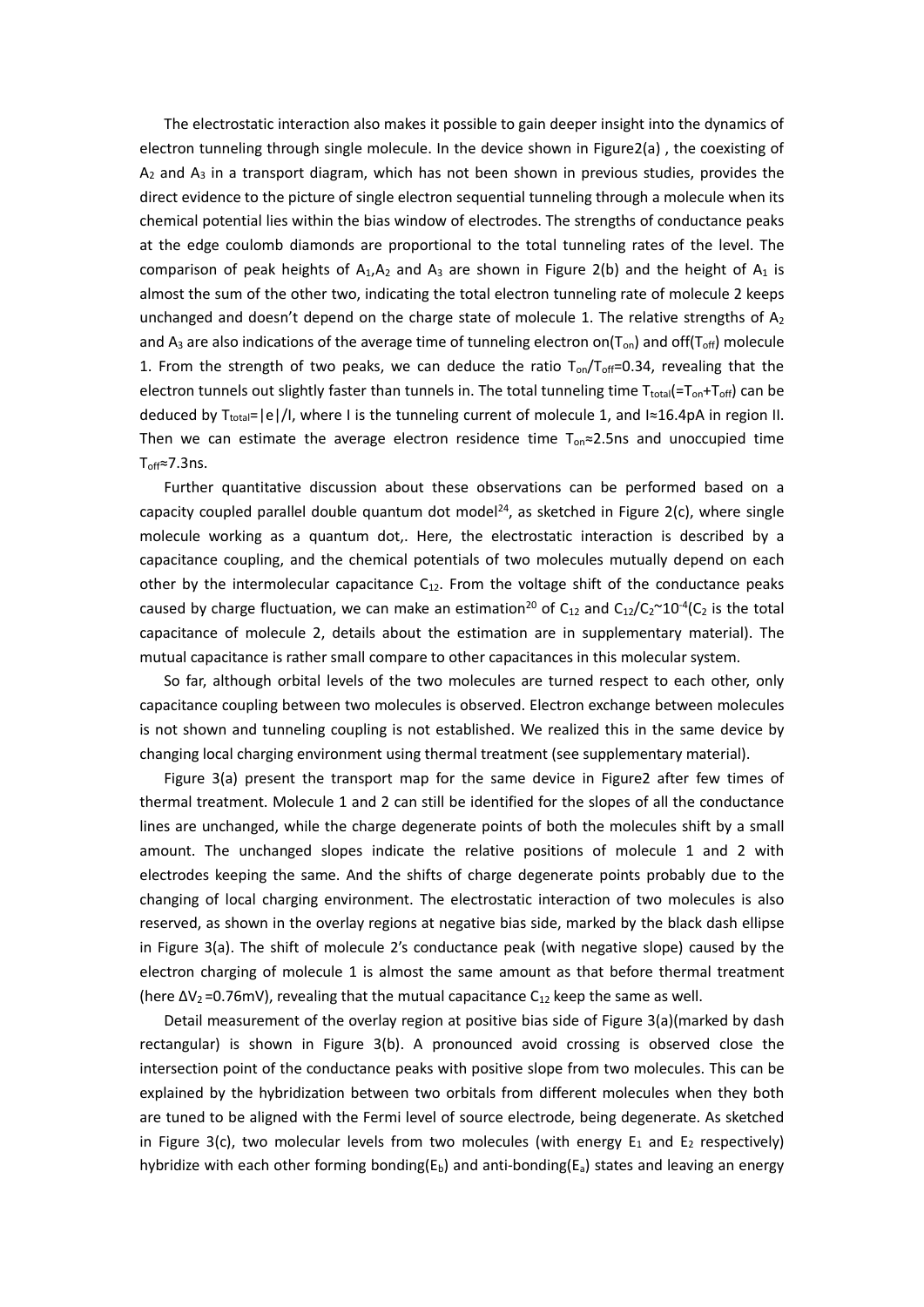The electrostatic interaction also makes it possible to gain deeper insight into the dynamics of electron tunneling through single molecule. In the device shown in Figure2(a) , the coexisting of $A_2$ and $A_3$ in a transport diagram, which has not been shown in previous studies, provides the direct evidence to the picture of single electron sequential tunneling through a molecule when its chemical potential lies within the bias window of electrodes. The strengths of conductance peaks at the edge coulomb diamonds are proportional to the total tunneling rates of the level. The comparison of peak heights of $A_1$,$A_2$ and $A_3$ are shown in Figure 2(b) and the height of $A_1$ is almost the sum of the other two, indicating the total electron tunneling rate of molecule 2 keeps unchanged and doesn't depend on the charge state of molecule 1. The relative strengths of $A_2$ and $A_3$ are also indications of the average time of tunneling electron on($T_{on}$) and off($T_{off}$) molecule 1. From the strength of two peaks, we can deduce the ratio $T_{on}/T_{off}$=0.34, revealing that the electron tunnels out slightly faster than tunnels in. The total tunneling time $T_{total}$(=$T_{on}$+$T_{off}$) can be deduced by $T_{total}$=|e|/I, where I is the tunneling current of molecule 1, and I≈16.4pA in region II. Then we can estimate the average electron residence time $T_{on}$≈2.5ns and unoccupied time $T_{off}$≈7.3ns.

Further quantitative discussion about these observations can be performed based on a capacity coupled parallel double quantum dot model[24], as sketched in Figure 2(c), where single molecule working as a quantum dot,. Here, the electrostatic interaction is described by a capacitance coupling, and the chemical potentials of two molecules mutually depend on each other by the intermolecular capacitance $C_{12}$. From the voltage shift of the conductance peaks caused by charge fluctuation, we can make an estimation[20] of $C_{12}$ and $C_{12}/C_2$~$10^{-4}$($C_2$ is the total capacitance of molecule 2, details about the estimation are in supplementary material). The mutual capacitance is rather small compare to other capacitances in this molecular system.

So far, although orbital levels of the two molecules are turned respect to each other, only capacitance coupling between two molecules is observed. Electron exchange between molecules is not shown and tunneling coupling is not established. We realized this in the same device by changing local charging environment using thermal treatment (see supplementary material).

Figure 3(a) present the transport map for the same device in Figure2 after few times of thermal treatment. Molecule 1 and 2 can still be identified for the slopes of all the conductance lines are unchanged, while the charge degenerate points of both the molecules shift by a small amount. The unchanged slopes indicate the relative positions of molecule 1 and 2 with electrodes keeping the same. And the shifts of charge degenerate points probably due to the changing of local charging environment. The electrostatic interaction of two molecules is also reserved, as shown in the overlay regions at negative bias side, marked by the black dash ellipse in Figure 3(a). The shift of molecule 2's conductance peak (with negative slope) caused by the electron charging of molecule 1 is almost the same amount as that before thermal treatment (here $\Delta V_2$ =0.76mV), revealing that the mutual capacitance $C_{12}$ keep the same as well.

Detail measurement of the overlay region at positive bias side of Figure 3(a)(marked by dash rectangular) is shown in Figure 3(b). A pronounced avoid crossing is observed close the intersection point of the conductance peaks with positive slope from two molecules. This can be explained by the hybridization between two orbitals from different molecules when they both are tuned to be aligned with the Fermi level of source electrode, being degenerate. As sketched in Figure 3(c), two molecular levels from two molecules (with energy $E_1$ and $E_2$ respectively) hybridize with each other forming bonding($E_b$) and anti-bonding($E_a$) states and leaving an energy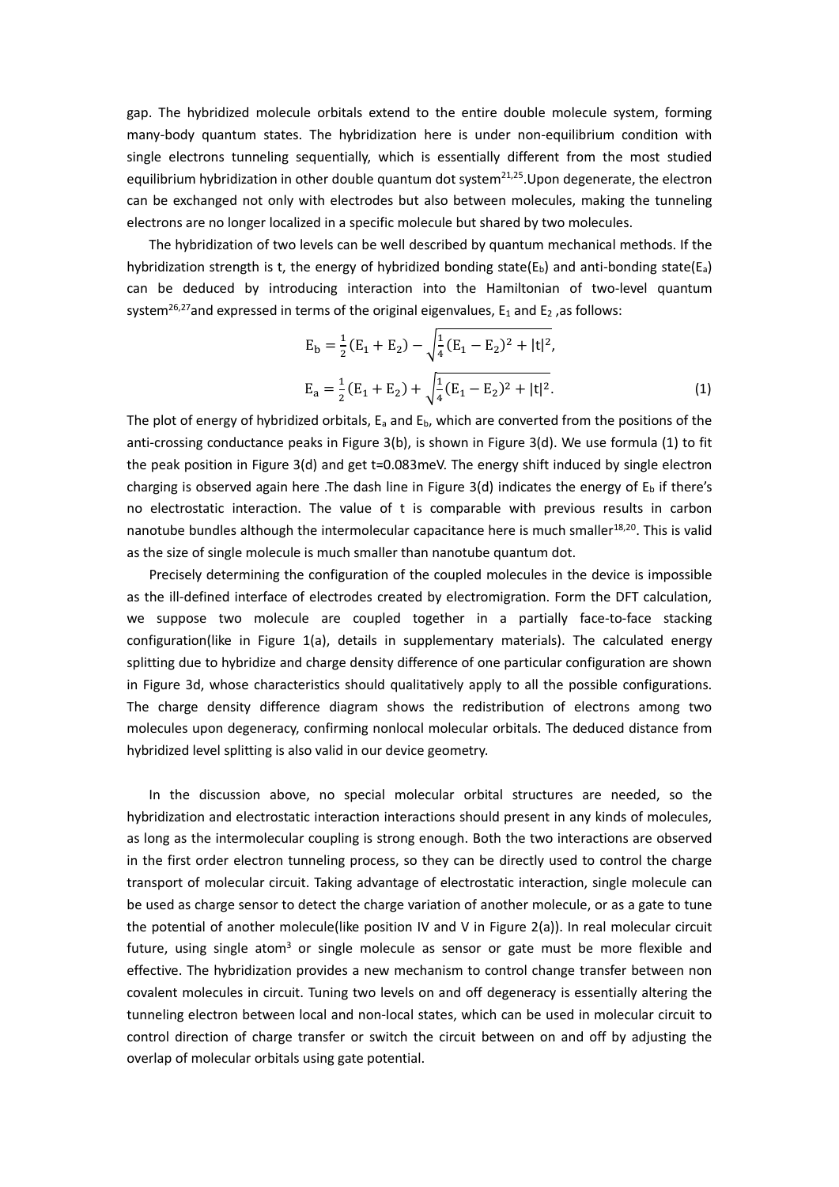gap. The hybridized molecule orbitals extend to the entire double molecule system, forming many-body quantum states. The hybridization here is under non-equilibrium condition with single electrons tunneling sequentially, which is essentially different from the most studied equilibrium hybridization in other double quantum dot system[21,25].Upon degenerate, the electron can be exchanged not only with electrodes but also between molecules, making the tunneling electrons are no longer localized in a specific molecule but shared by two molecules.

The hybridization of two levels can be well described by quantum mechanical methods. If the hybridization strength is t, the energy of hybridized bonding state($E_b$) and anti-bonding state($E_a$) can be deduced by introducing interaction into the Hamiltonian of two-level quantum system[26,27]and expressed in terms of the original eigenvalues, $E_1$ and $E_2$ ,as follows:

$$E_b = \frac{1}{2}(E_1 + E_2) - \sqrt{\frac{1}{4}(E_1 - E_2)^2 + |t|^2},$$
$$E_a = \frac{1}{2}(E_1 + E_2) + \sqrt{\frac{1}{4}(E_1 - E_2)^2 + |t|^2}. \quad (1)$$

The plot of energy of hybridized orbitals, $E_a$ and $E_b$, which are converted from the positions of the anti-crossing conductance peaks in Figure 3(b), is shown in Figure 3(d). We use formula (1) to fit the peak position in Figure 3(d) and get t=0.083meV. The energy shift induced by single electron charging is observed again here .The dash line in Figure 3(d) indicates the energy of $E_b$ if there's no electrostatic interaction. The value of t is comparable with previous results in carbon nanotube bundles although the intermolecular capacitance here is much smaller[18,20]. This is valid as the size of single molecule is much smaller than nanotube quantum dot.

Precisely determining the configuration of the coupled molecules in the device is impossible as the ill-defined interface of electrodes created by electromigration. Form the DFT calculation, we suppose two molecule are coupled together in a partially face-to-face stacking configuration(like in Figure 1(a), details in supplementary materials). The calculated energy splitting due to hybridize and charge density difference of one particular configuration are shown in Figure 3d, whose characteristics should qualitatively apply to all the possible configurations. The charge density difference diagram shows the redistribution of electrons among two molecules upon degeneracy, confirming nonlocal molecular orbitals. The deduced distance from hybridized level splitting is also valid in our device geometry.

In the discussion above, no special molecular orbital structures are needed, so the hybridization and electrostatic interaction interactions should present in any kinds of molecules, as long as the intermolecular coupling is strong enough. Both the two interactions are observed in the first order electron tunneling process, so they can be directly used to control the charge transport of molecular circuit. Taking advantage of electrostatic interaction, single molecule can be used as charge sensor to detect the charge variation of another molecule, or as a gate to tune the potential of another molecule(like position IV and V in Figure 2(a)). In real molecular circuit future, using single atom[3] or single molecule as sensor or gate must be more flexible and effective. The hybridization provides a new mechanism to control change transfer between non covalent molecules in circuit. Tuning two levels on and off degeneracy is essentially altering the tunneling electron between local and non-local states, which can be used in molecular circuit to control direction of charge transfer or switch the circuit between on and off by adjusting the overlap of molecular orbitals using gate potential.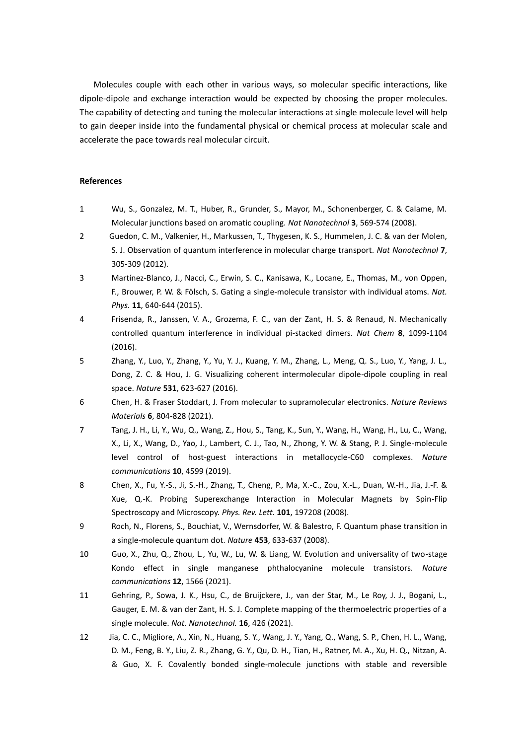Molecules couple with each other in various ways, so molecular specific interactions, like dipole-dipole and exchange interaction would be expected by choosing the proper molecules. The capability of detecting and tuning the molecular interactions at single molecule level will help to gain deeper inside into the fundamental physical or chemical process at molecular scale and accelerate the pace towards real molecular circuit.

**References**

1. Wu, S., Gonzalez, M. T., Huber, R., Grunder, S., Mayor, M., Schonenberger, C. & Calame, M. Molecular junctions based on aromatic coupling. *Nat Nanotechnol* **3**, 569-574 (2008).
2. Guedon, C. M., Valkenier, H., Markussen, T., Thygesen, K. S., Hummelen, J. C. & van der Molen, S. J. Observation of quantum interference in molecular charge transport. *Nat Nanotechnol* **7**, 305-309 (2012).
3. Martínez-Blanco, J., Nacci, C., Erwin, S. C., Kanisawa, K., Locane, E., Thomas, M., von Oppen, F., Brouwer, P. W. & Fölsch, S. Gating a single-molecule transistor with individual atoms. *Nat. Phys.* **11**, 640-644 (2015).
4. Frisenda, R., Janssen, V. A., Grozema, F. C., van der Zant, H. S. & Renaud, N. Mechanically controlled quantum interference in individual pi-stacked dimers. *Nat Chem* **8**, 1099-1104 (2016).
5. Zhang, Y., Luo, Y., Zhang, Y., Yu, Y. J., Kuang, Y. M., Zhang, L., Meng, Q. S., Luo, Y., Yang, J. L., Dong, Z. C. & Hou, J. G. Visualizing coherent intermolecular dipole-dipole coupling in real space. *Nature* **531**, 623-627 (2016).
6. Chen, H. & Fraser Stoddart, J. From molecular to supramolecular electronics. *Nature Reviews Materials* **6**, 804-828 (2021).
7. Tang, J. H., Li, Y., Wu, Q., Wang, Z., Hou, S., Tang, K., Sun, Y., Wang, H., Wang, H., Lu, C., Wang, X., Li, X., Wang, D., Yao, J., Lambert, C. J., Tao, N., Zhong, Y. W. & Stang, P. J. Single-molecule level control of host-guest interactions in metallocycle-C60 complexes. *Nature communications* **10**, 4599 (2019).
8. Chen, X., Fu, Y.-S., Ji, S.-H., Zhang, T., Cheng, P., Ma, X.-C., Zou, X.-L., Duan, W.-H., Jia, J.-F. & Xue, Q.-K. Probing Superexchange Interaction in Molecular Magnets by Spin-Flip Spectroscopy and Microscopy. *Phys. Rev. Lett.* **101**, 197208 (2008).
9. Roch, N., Florens, S., Bouchiat, V., Wernsdorfer, W. & Balestro, F. Quantum phase transition in a single-molecule quantum dot. *Nature* **453**, 633-637 (2008).
10. Guo, X., Zhu, Q., Zhou, L., Yu, W., Lu, W. & Liang, W. Evolution and universality of two-stage Kondo effect in single manganese phthalocyanine molecule transistors. *Nature communications* **12**, 1566 (2021).
11. Gehring, P., Sowa, J. K., Hsu, C., de Bruijckere, J., van der Star, M., Le Roy, J. J., Bogani, L., Gauger, E. M. & van der Zant, H. S. J. Complete mapping of the thermoelectric properties of a single molecule. *Nat. Nanotechnol.* **16**, 426 (2021).
12. Jia, C. C., Migliore, A., Xin, N., Huang, S. Y., Wang, J. Y., Yang, Q., Wang, S. P., Chen, H. L., Wang, D. M., Feng, B. Y., Liu, Z. R., Zhang, G. Y., Qu, D. H., Tian, H., Ratner, M. A., Xu, H. Q., Nitzan, A. & Guo, X. F. Covalently bonded single-molecule junctions with stable and reversible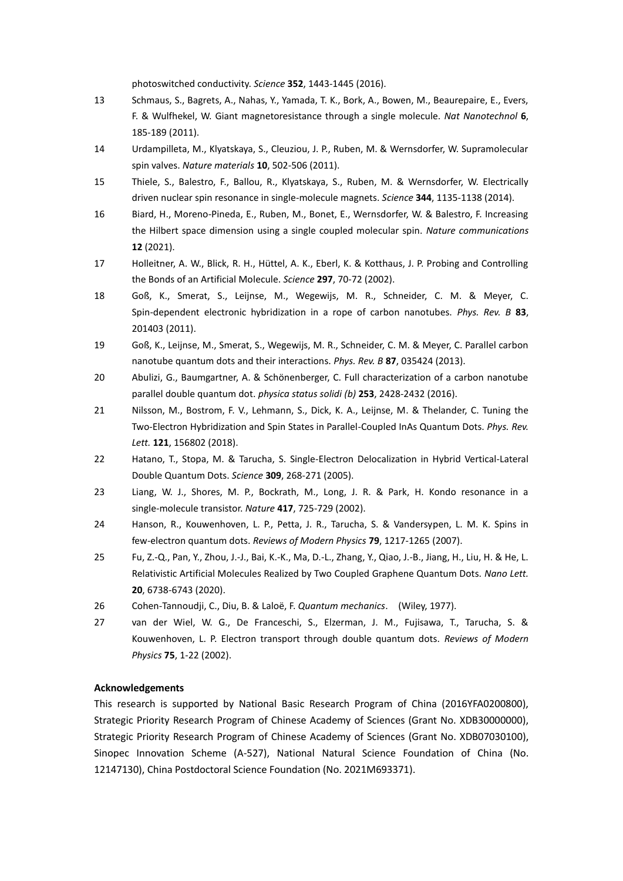photoswitched conductivity. *Science* **352**, 1443-1445 (2016).

13 Schmaus, S., Bagrets, A., Nahas, Y., Yamada, T. K., Bork, A., Bowen, M., Beaurepaire, E., Evers, F. & Wulfhekel, W. Giant magnetoresistance through a single molecule. *Nat Nanotechnol* **6**, 185-189 (2011).

14 Urdampilleta, M., Klyatskaya, S., Cleuziou, J. P., Ruben, M. & Wernsdorfer, W. Supramolecular spin valves. *Nature materials* **10**, 502-506 (2011).

15 Thiele, S., Balestro, F., Ballou, R., Klyatskaya, S., Ruben, M. & Wernsdorfer, W. Electrically driven nuclear spin resonance in single-molecule magnets. *Science* **344**, 1135-1138 (2014).

16 Biard, H., Moreno-Pineda, E., Ruben, M., Bonet, E., Wernsdorfer, W. & Balestro, F. Increasing the Hilbert space dimension using a single coupled molecular spin. *Nature communications* **12** (2021).

17 Holleitner, A. W., Blick, R. H., Hüttel, A. K., Eberl, K. & Kotthaus, J. P. Probing and Controlling the Bonds of an Artificial Molecule. *Science* **297**, 70-72 (2002).

18 Goß, K., Smerat, S., Leijnse, M., Wegewijs, M. R., Schneider, C. M. & Meyer, C. Spin-dependent electronic hybridization in a rope of carbon nanotubes. *Phys. Rev. B* **83**, 201403 (2011).

19 Goß, K., Leijnse, M., Smerat, S., Wegewijs, M. R., Schneider, C. M. & Meyer, C. Parallel carbon nanotube quantum dots and their interactions. *Phys. Rev. B* **87**, 035424 (2013).

20 Abulizi, G., Baumgartner, A. & Schönenberger, C. Full characterization of a carbon nanotube parallel double quantum dot. *physica status solidi (b)* **253**, 2428-2432 (2016).

21 Nilsson, M., Bostrom, F. V., Lehmann, S., Dick, K. A., Leijnse, M. & Thelander, C. Tuning the Two-Electron Hybridization and Spin States in Parallel-Coupled InAs Quantum Dots. *Phys. Rev. Lett.* **121**, 156802 (2018).

22 Hatano, T., Stopa, M. & Tarucha, S. Single-Electron Delocalization in Hybrid Vertical-Lateral Double Quantum Dots. *Science* **309**, 268-271 (2005).

23 Liang, W. J., Shores, M. P., Bockrath, M., Long, J. R. & Park, H. Kondo resonance in a single-molecule transistor. *Nature* **417**, 725-729 (2002).

24 Hanson, R., Kouwenhoven, L. P., Petta, J. R., Tarucha, S. & Vandersypen, L. M. K. Spins in few-electron quantum dots. *Reviews of Modern Physics* **79**, 1217-1265 (2007).

25 Fu, Z.-Q., Pan, Y., Zhou, J.-J., Bai, K.-K., Ma, D.-L., Zhang, Y., Qiao, J.-B., Jiang, H., Liu, H. & He, L. Relativistic Artificial Molecules Realized by Two Coupled Graphene Quantum Dots. *Nano Lett.* **20**, 6738-6743 (2020).

26 Cohen-Tannoudji, C., Diu, B. & Laloë, F. *Quantum mechanics*. (Wiley, 1977).

27 van der Wiel, W. G., De Franceschi, S., Elzerman, J. M., Fujisawa, T., Tarucha, S. & Kouwenhoven, L. P. Electron transport through double quantum dots. *Reviews of Modern Physics* **75**, 1-22 (2002).

**Acknowledgements**

This research is supported by National Basic Research Program of China (2016YFA0200800), Strategic Priority Research Program of Chinese Academy of Sciences (Grant No. XDB30000000), Strategic Priority Research Program of Chinese Academy of Sciences (Grant No. XDB07030100), Sinopec Innovation Scheme (A-527), National Natural Science Foundation of China (No. 12147130), China Postdoctoral Science Foundation (No. 2021M693371).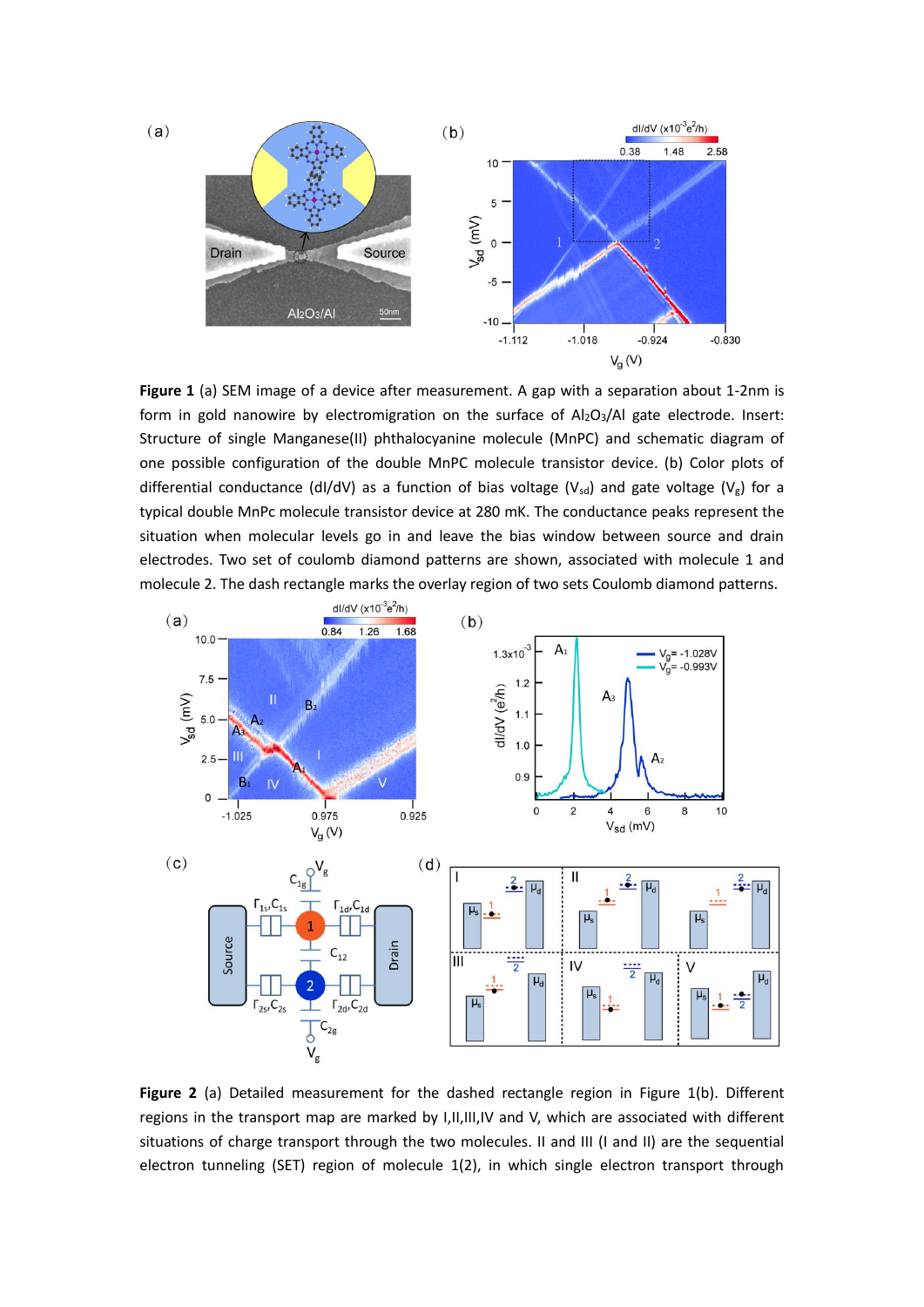**Figure 1** (a) SEM image of a device after measurement. A gap with a separation about 1-2nm is form in gold nanowire by electromigration on the surface of $Al_2O_3$/Al gate electrode. Insert: Structure of single Manganese(II) phthalocyanine molecule (MnPC) and schematic diagram of one possible configuration of the double MnPC molecule transistor device. (b) Color plots of differential conductance (dI/dV) as a function of bias voltage ($V_{sd}$) and gate voltage ($V_g$) for a typical double MnPc molecule transistor device at 280 mK. The conductance peaks represent the situation when molecular levels go in and leave the bias window between source and drain electrodes. Two set of coulomb diamond patterns are shown, associated with molecule 1 and molecule 2. The dash rectangle marks the overlay region of two sets Coulomb diamond patterns.

**Figure 2** (a) Detailed measurement for the dashed rectangle region in Figure 1(b). Different regions in the transport map are marked by I,II,III,IV and V, which are associated with different situations of charge transport through the two molecules. II and III (I and II) are the sequential electron tunneling (SET) region of molecule 1(2), in which single electron transport through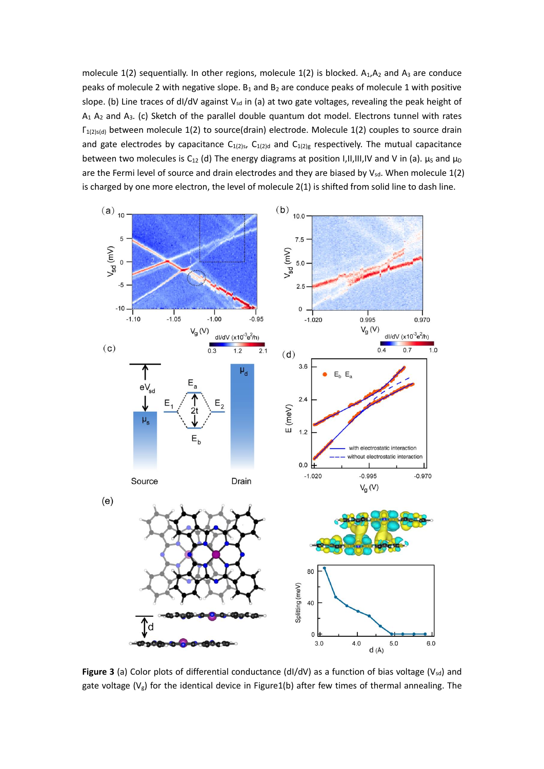molecule 1(2) sequentially. In other regions, molecule 1(2) is blocked. $A_1$,$A_2$ and $A_3$ are conduce peaks of molecule 2 with negative slope. $B_1$ and $B_2$ are conduce peaks of molecule 1 with positive slope. (b) Line traces of dI/dV against $V_{sd}$ in (a) at two gate voltages, revealing the peak height of $A_1$ $A_2$ and $A_3$. (c) Sketch of the parallel double quantum dot model. Electrons tunnel with rates $\Gamma_{1(2)s(d)}$ between molecule 1(2) to source(drain) electrode. Molecule 1(2) couples to source drain and gate electrodes by capacitance $C_{1(2)s}$, $C_{1(2)d}$ and $C_{1(2)g}$ respectively. The mutual capacitance between two molecules is $C_{12}$ (d) The energy diagrams at position I,II,III,IV and V in (a). $\mu_S$ and $\mu_D$ are the Fermi level of source and drain electrodes and they are biased by $V_{sd}$. When molecule 1(2) is charged by one more electron, the level of molecule 2(1) is shifted from solid line to dash line.

**Figure 3** (a) Color plots of differential conductance (dI/dV) as a function of bias voltage ($V_{sd}$) and gate voltage ($V_g$) for the identical device in Figure1(b) after few times of thermal annealing. The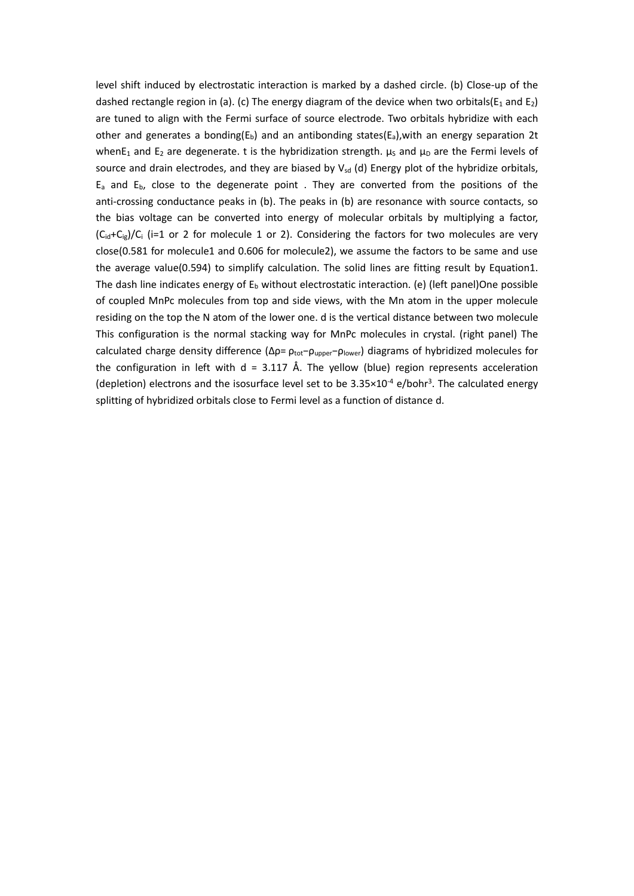level shift induced by electrostatic interaction is marked by a dashed circle. (b) Close-up of the dashed rectangle region in (a). (c) The energy diagram of the device when two orbitals($E_1$ and $E_2$) are tuned to align with the Fermi surface of source electrode. Two orbitals hybridize with each other and generates a bonding($E_b$) and an antibonding states($E_a$),with an energy separation 2t when$E_1$ and $E_2$ are degenerate. t is the hybridization strength. $\mu_S$ and $\mu_D$ are the Fermi levels of source and drain electrodes, and they are biased by $V_{sd}$ (d) Energy plot of the hybridize orbitals, $E_a$ and $E_b$, close to the degenerate point . They are converted from the positions of the anti-crossing conductance peaks in (b). The peaks in (b) are resonance with source contacts, so the bias voltage can be converted into energy of molecular orbitals by multiplying a factor, $(C_{id}+C_{ig})/C_i$ (i=1 or 2 for molecule 1 or 2). Considering the factors for two molecules are very close(0.581 for molecule1 and 0.606 for molecule2), we assume the factors to be same and use the average value(0.594) to simplify calculation. The solid lines are fitting result by Equation1. The dash line indicates energy of $E_b$ without electrostatic interaction. (e) (left panel)One possible of coupled MnPc molecules from top and side views, with the Mn atom in the upper molecule residing on the top the N atom of the lower one. d is the vertical distance between two molecule This configuration is the normal stacking way for MnPc molecules in crystal. (right panel) The calculated charge density difference ($\Delta\rho = \rho_{tot} - \rho_{upper} - \rho_{lower}$) diagrams of hybridized molecules for the configuration in left with d = 3.117 Å. The yellow (blue) region represents acceleration (depletion) electrons and the isosurface level set to be $3.35\times10^{-4}$ e/bohr$^3$. The calculated energy splitting of hybridized orbitals close to Fermi level as a function of distance d.